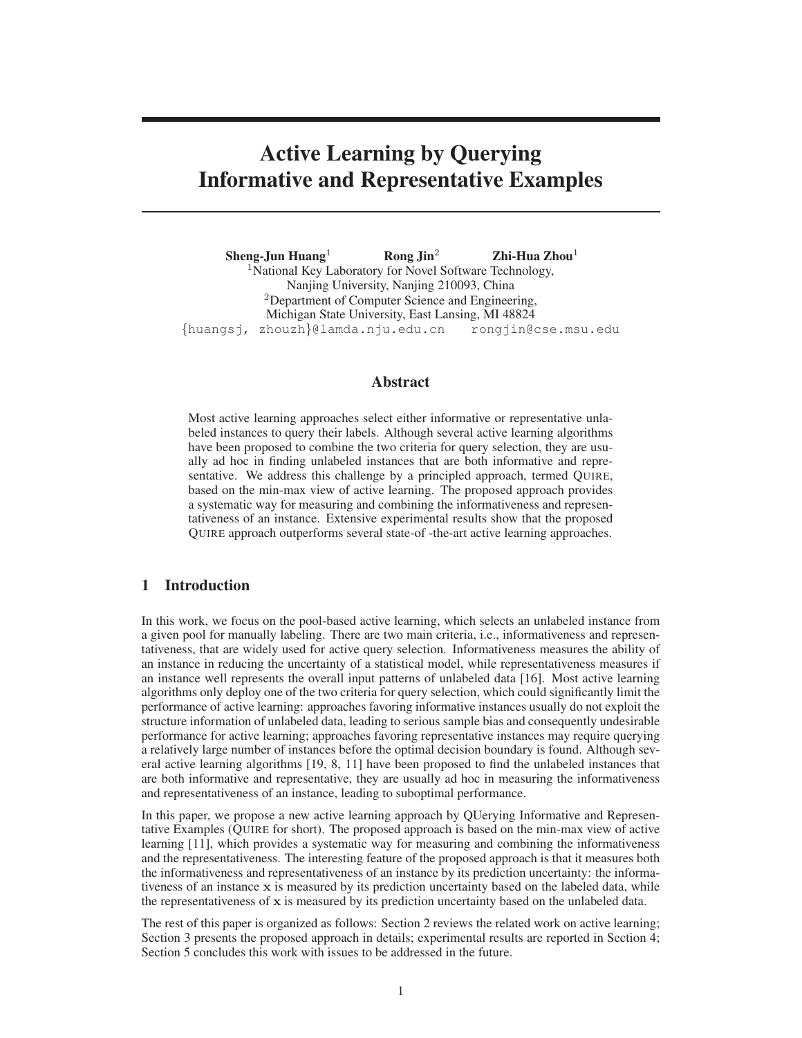# Active Learning by Querying Informative and Representative Examples

**Sheng-Jun Huang**[1] **Rong Jin**[2] **Zhi-Hua Zhou**[1]

[1]National Key Laboratory for Novel Software Technology,
Nanjing University, Nanjing 210093, China
[2]Department of Computer Science and Engineering,
Michigan State University, East Lansing, MI 48824
{huangsj, zhouzh}@lamda.nju.edu.cn rongjin@cse.msu.edu

## Abstract

Most active learning approaches select either informative or representative unlabeled instances to query their labels. Although several active learning algorithms have been proposed to combine the two criteria for query selection, they are usually ad hoc in finding unlabeled instances that are both informative and representative. We address this challenge by a principled approach, termed QUIRE, based on the min-max view of active learning. The proposed approach provides a systematic way for measuring and combining the informativeness and representativeness of an instance. Extensive experimental results show that the proposed QUIRE approach outperforms several state-of -the-art active learning approaches.

## 1 Introduction

In this work, we focus on the pool-based active learning, which selects an unlabeled instance from a given pool for manually labeling. There are two main criteria, i.e., informativeness and representativeness, that are widely used for active query selection. Informativeness measures the ability of an instance in reducing the uncertainty of a statistical model, while representativeness measures if an instance well represents the overall input patterns of unlabeled data [16]. Most active learning algorithms only deploy one of the two criteria for query selection, which could significantly limit the performance of active learning: approaches favoring informative instances usually do not exploit the structure information of unlabeled data, leading to serious sample bias and consequently undesirable performance for active learning; approaches favoring representative instances may require querying a relatively large number of instances before the optimal decision boundary is found. Although several active learning algorithms [19, 8, 11] have been proposed to find the unlabeled instances that are both informative and representative, they are usually ad hoc in measuring the informativeness and representativeness of an instance, leading to suboptimal performance.

In this paper, we propose a new active learning approach by QUerying Informative and Representative Examples (QUIRE for short). The proposed approach is based on the min-max view of active learning [11], which provides a systematic way for measuring and combining the informativeness and the representativeness. The interesting feature of the proposed approach is that it measures both the informativeness and representativeness of an instance by its prediction uncertainty: the informativeness of an instance $\mathbf{x}$ is measured by its prediction uncertainty based on the labeled data, while the representativeness of $\mathbf{x}$ is measured by its prediction uncertainty based on the unlabeled data.

The rest of this paper is organized as follows: Section 2 reviews the related work on active learning; Section 3 presents the proposed approach in details; experimental results are reported in Section 4; Section 5 concludes this work with issues to be addressed in the future.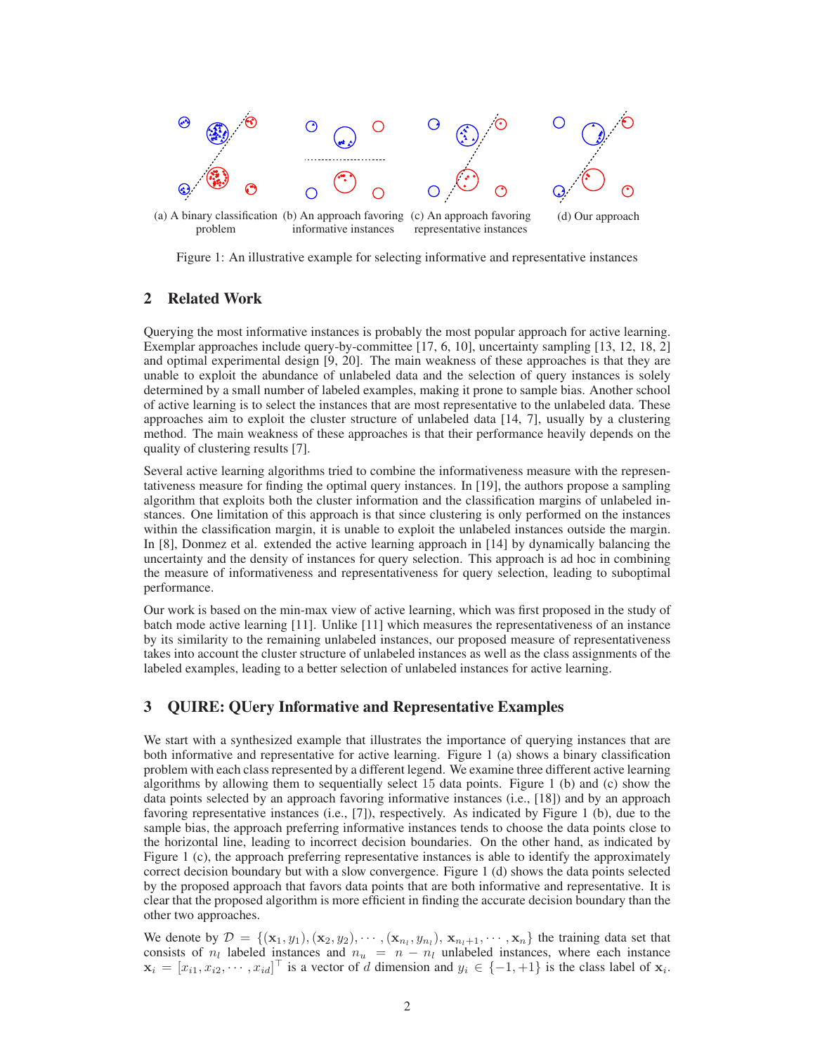(a) A binary classification problem (b) An approach favoring informative instances (c) An approach favoring representative instances (d) Our approach

Figure 1: An illustrative example for selecting informative and representative instances

## 2 Related Work

Querying the most informative instances is probably the most popular approach for active learning. Exemplar approaches include query-by-committee [17, 6, 10], uncertainty sampling [13, 12, 18, 2] and optimal experimental design [9, 20]. The main weakness of these approaches is that they are unable to exploit the abundance of unlabeled data and the selection of query instances is solely determined by a small number of labeled examples, making it prone to sample bias. Another school of active learning is to select the instances that are most representative to the unlabeled data. These approaches aim to exploit the cluster structure of unlabeled data [14, 7], usually by a clustering method. The main weakness of these approaches is that their performance heavily depends on the quality of clustering results [7].

Several active learning algorithms tried to combine the informativeness measure with the representativeness measure for finding the optimal query instances. In [19], the authors propose a sampling algorithm that exploits both the cluster information and the classification margins of unlabeled instances. One limitation of this approach is that since clustering is only performed on the instances within the classification margin, it is unable to exploit the unlabeled instances outside the margin. In [8], Donmez et al. extended the active learning approach in [14] by dynamically balancing the uncertainty and the density of instances for query selection. This approach is ad hoc in combining the measure of informativeness and representativeness for query selection, leading to suboptimal performance.

Our work is based on the min-max view of active learning, which was first proposed in the study of batch mode active learning [11]. Unlike [11] which measures the representativeness of an instance by its similarity to the remaining unlabeled instances, our proposed measure of representativeness takes into account the cluster structure of unlabeled instances as well as the class assignments of the labeled examples, leading to a better selection of unlabeled instances for active learning.

## 3 QUIRE: QUery Informative and Representative Examples

We start with a synthesized example that illustrates the importance of querying instances that are both informative and representative for active learning. Figure 1 (a) shows a binary classification problem with each class represented by a different legend. We examine three different active learning algorithms by allowing them to sequentially select 15 data points. Figure 1 (b) and (c) show the data points selected by an approach favoring informative instances (i.e., [18]) and by an approach favoring representative instances (i.e., [7]), respectively. As indicated by Figure 1 (b), due to the sample bias, the approach preferring informative instances tends to choose the data points close to the horizontal line, leading to incorrect decision boundaries. On the other hand, as indicated by Figure 1 (c), the approach preferring representative instances is able to identify the approximately correct decision boundary but with a slow convergence. Figure 1 (d) shows the data points selected by the proposed approach that favors data points that are both informative and representative. It is clear that the proposed algorithm is more efficient in finding the accurate decision boundary than the other two approaches.

We denote by $\mathcal{D} = \{(\mathbf{x}_1, y_1), (\mathbf{x}_2, y_2), \cdots, (\mathbf{x}_{n_l}, y_{n_l}), \mathbf{x}_{n_l+1}, \cdots, \mathbf{x}_n\}$ the training data set that consists of $n_l$ labeled instances and $n_u = n - n_l$ unlabeled instances, where each instance $\mathbf{x}_i = [x_{i1}, x_{i2}, \cdots, x_{id}]^\top$ is a vector of $d$ dimension and $y_i \in \{-1, +1\}$ is the class label of $\mathbf{x}_i$.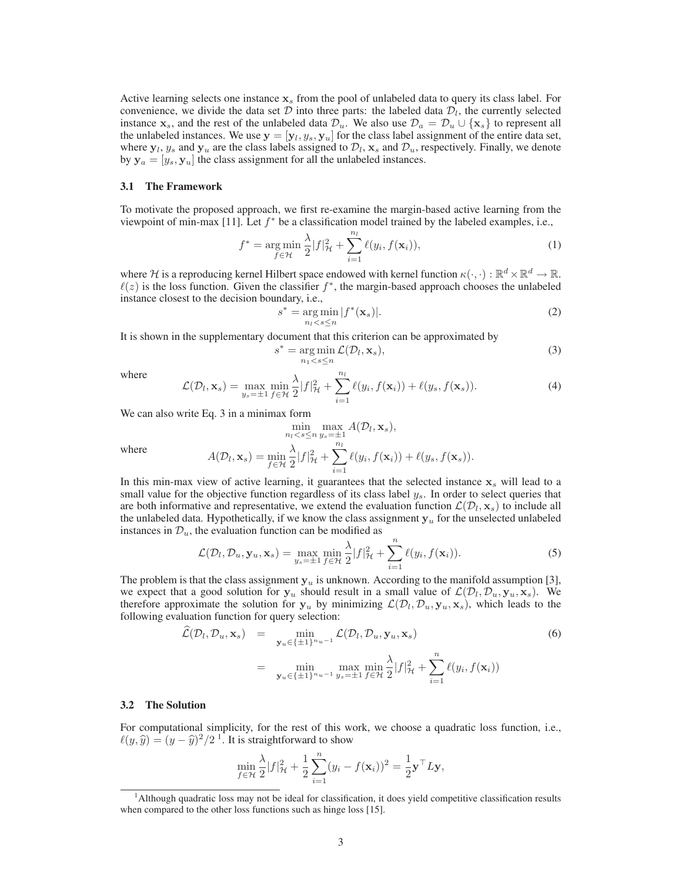Active learning selects one instance $\mathbf{x}_s$ from the pool of unlabeled data to query its class label. For convenience, we divide the data set $\mathcal{D}$ into three parts: the labeled data $\mathcal{D}_l$, the currently selected instance $\mathbf{x}_s$, and the rest of the unlabeled data $\mathcal{D}_u$. We also use $\mathcal{D}_a = \mathcal{D}_u \cup \{\mathbf{x}_s\}$ to represent all the unlabeled instances. We use $\mathbf{y} = [\mathbf{y}_l, y_s, \mathbf{y}_u]$ for the class label assignment of the entire data set, where $\mathbf{y}_l$, $y_s$ and $\mathbf{y}_u$ are the class labels assigned to $\mathcal{D}_l$, $\mathbf{x}_s$ and $\mathcal{D}_u$, respectively. Finally, we denote by $\mathbf{y}_a = [y_s, \mathbf{y}_u]$ the class assignment for all the unlabeled instances.

### 3.1 The Framework

To motivate the proposed approach, we first re-examine the margin-based active learning from the viewpoint of min-max [11]. Let $f^*$ be a classification model trained by the labeled examples, i.e.,

$$f^* = \arg\min_{f \in \mathcal{H}} \frac{\lambda}{2}|f|_{\mathcal{H}}^2 + \sum_{i=1}^{n_l} \ell(y_i, f(\mathbf{x}_i)), \tag{1}$$

where $\mathcal{H}$ is a reproducing kernel Hilbert space endowed with kernel function $\kappa(\cdot,\cdot): \mathbb{R}^d \times \mathbb{R}^d \to \mathbb{R}$. $\ell(z)$ is the loss function. Given the classifier $f^*$, the margin-based approach chooses the unlabeled instance closest to the decision boundary, i.e.,

$$s^* = \arg\min_{n_l < s \leq n} |f^*(\mathbf{x}_s)|. \tag{2}$$

It is shown in the supplementary document that this criterion can be approximated by

$$s^* = \arg\min_{n_1 < s \leq n} \mathcal{L}(\mathcal{D}_l, \mathbf{x}_s), \tag{3}$$

where

$$\mathcal{L}(\mathcal{D}_l, \mathbf{x}_s) = \max_{y_s = \pm 1} \min_{f \in \mathcal{H}} \frac{\lambda}{2}|f|_{\mathcal{H}}^2 + \sum_{i=1}^{n_l} \ell(y_i, f(\mathbf{x}_i)) + \ell(y_s, f(\mathbf{x}_s)). \tag{4}$$

We can also write Eq. 3 in a minimax form

$$\min_{n_l < s \leq n} \max_{y_s = \pm 1} A(\mathcal{D}_l, \mathbf{x}_s),$$

where

$$A(\mathcal{D}_l, \mathbf{x}_s) = \min_{f \in \mathcal{H}} \frac{\lambda}{2}|f|_{\mathcal{H}}^2 + \sum_{i=1}^{n_l} \ell(y_i, f(\mathbf{x}_i)) + \ell(y_s, f(\mathbf{x}_s)).$$

In this min-max view of active learning, it guarantees that the selected instance $\mathbf{x}_s$ will lead to a small value for the objective function regardless of its class label $y_s$. In order to select queries that are both informative and representative, we extend the evaluation function $\mathcal{L}(\mathcal{D}_l, \mathbf{x}_s)$ to include all the unlabeled data. Hypothetically, if we know the class assignment $\mathbf{y}_u$ for the unselected unlabeled instances in $\mathcal{D}_u$, the evaluation function can be modified as

$$\mathcal{L}(\mathcal{D}_l, \mathcal{D}_u, \mathbf{y}_u, \mathbf{x}_s) = \max_{y_s = \pm 1} \min_{f \in \mathcal{H}} \frac{\lambda}{2}|f|_{\mathcal{H}}^2 + \sum_{i=1}^{n} \ell(y_i, f(\mathbf{x}_i)). \tag{5}$$

The problem is that the class assignment $\mathbf{y}_u$ is unknown. According to the manifold assumption [3], we expect that a good solution for $\mathbf{y}_u$ should result in a small value of $\mathcal{L}(\mathcal{D}_l, \mathcal{D}_u, \mathbf{y}_u, \mathbf{x}_s)$. We therefore approximate the solution for $\mathbf{y}_u$ by minimizing $\mathcal{L}(\mathcal{D}_l, \mathcal{D}_u, \mathbf{y}_u, \mathbf{x}_s)$, which leads to the following evaluation function for query selection:

$$\begin{aligned} \widehat{\mathcal{L}}(\mathcal{D}_l, \mathcal{D}_u, \mathbf{x}_s) &= \min_{\mathbf{y}_u \in \{\pm 1\}^{n_u - 1}} \mathcal{L}(\mathcal{D}_l, \mathcal{D}_u, \mathbf{y}_u, \mathbf{x}_s) \\ &= \min_{\mathbf{y}_u \in \{\pm 1\}^{n_u - 1}} \max_{y_s = \pm 1} \min_{f \in \mathcal{H}} \frac{\lambda}{2}|f|_{\mathcal{H}}^2 + \sum_{i=1}^{n} \ell(y_i, f(\mathbf{x}_i)) \end{aligned} \tag{6}$$

### 3.2 The Solution

For computational simplicity, for the rest of this work, we choose a quadratic loss function, i.e., $\ell(y, \widehat{y}) = (y - \widehat{y})^2/2$ [1]. It is straightforward to show

$$\min_{f \in \mathcal{H}} \frac{\lambda}{2}|f|_{\mathcal{H}}^2 + \frac{1}{2}\sum_{i=1}^{n}(y_i - f(\mathbf{x}_i))^2 = \frac{1}{2}\mathbf{y}^\top L \mathbf{y},$$

[1] Although quadratic loss may not be ideal for classification, it does yield competitive classification results when compared to the other loss functions such as hinge loss [15].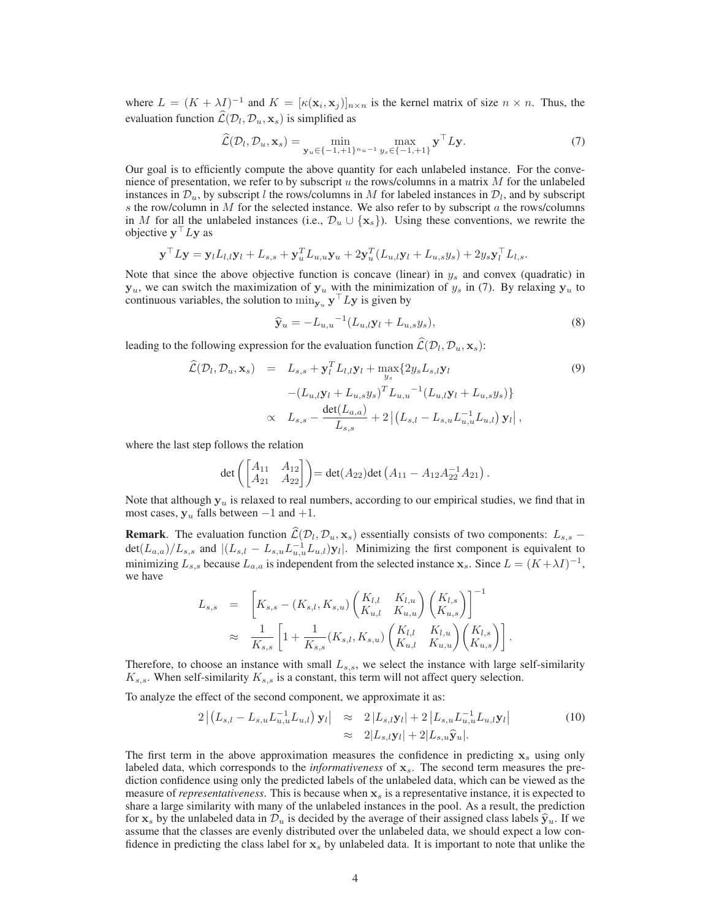where $L = (K + \lambda I)^{-1}$ and $K = [\kappa(\mathbf{x}_i, \mathbf{x}_j)]_{n \times n}$ is the kernel matrix of size $n \times n$. Thus, the evaluation function $\widehat{\mathcal{L}}(\mathcal{D}_l, \mathcal{D}_u, \mathbf{x}_s)$ is simplified as

$$\widehat{\mathcal{L}}(\mathcal{D}_l, \mathcal{D}_u, \mathbf{x}_s) = \min_{\mathbf{y}_u \in \{-1,+1\}^{n_u - 1}} \max_{y_s \in \{-1,+1\}} \mathbf{y}^\top L \mathbf{y}. \tag{7}$$

Our goal is to efficiently compute the above quantity for each unlabeled instance. For the convenience of presentation, we refer to by subscript $u$ the rows/columns in a matrix $M$ for the unlabeled instances in $\mathcal{D}_u$, by subscript $l$ the rows/columns in $M$ for labeled instances in $\mathcal{D}_l$, and by subscript $s$ the row/column in $M$ for the selected instance. We also refer to by subscript $a$ the rows/columns in $M$ for all the unlabeled instances (i.e., $\mathcal{D}_u \cup \{\mathbf{x}_s\}$). Using these conventions, we rewrite the objective $\mathbf{y}^\top L \mathbf{y}$ as

$$\mathbf{y}^\top L \mathbf{y} = \mathbf{y}_l L_{l,l} \mathbf{y}_l + L_{s,s} + \mathbf{y}_u^T L_{u,u} \mathbf{y}_u + 2\mathbf{y}_u^T (L_{u,l}\mathbf{y}_l + L_{u,s} y_s) + 2 y_s \mathbf{y}_l^\top L_{l,s}.$$

Note that since the above objective function is concave (linear) in $y_s$ and convex (quadratic) in $\mathbf{y}_u$, we can switch the maximization of $\mathbf{y}_u$ with the minimization of $y_s$ in (7). By relaxing $\mathbf{y}_u$ to continuous variables, the solution to $\min_{\mathbf{y}_u} \mathbf{y}^\top L \mathbf{y}$ is given by

$$\widehat{\mathbf{y}}_u = -{L_{u,u}}^{-1}(L_{u,l}\mathbf{y}_l + L_{u,s} y_s), \tag{8}$$

leading to the following expression for the evaluation function $\widehat{\mathcal{L}}(\mathcal{D}_l, \mathcal{D}_u, \mathbf{x}_s)$:

$$\begin{aligned}
\widehat{\mathcal{L}}(\mathcal{D}_l, \mathcal{D}_u, \mathbf{x}_s) &= L_{s,s} + \mathbf{y}_l^T L_{l,l} \mathbf{y}_l + \max_{y_s} \{ 2 y_s L_{s,l} \mathbf{y}_l \\
&\quad - (L_{u,l}\mathbf{y}_l + L_{u,s} y_s)^T {L_{u,u}}^{-1} (L_{u,l}\mathbf{y}_l + L_{u,s} y_s) \} \\
&\propto L_{s,s} - \frac{\det(L_{a,a})}{L_{s,s}} + 2 \left| \left( L_{s,l} - L_{s,u} L_{u,u}^{-1} L_{u,l} \right) \mathbf{y}_l \right|,
\end{aligned} \tag{9}$$

where the last step follows the relation

$$\det\left( \begin{bmatrix} A_{11} & A_{12} \\ A_{21} & A_{22} \end{bmatrix} \right) = \det(A_{22}) \det\left( A_{11} - A_{12} A_{22}^{-1} A_{21} \right).$$

Note that although $\mathbf{y}_u$ is relaxed to real numbers, according to our empirical studies, we find that in most cases, $\mathbf{y}_u$ falls between $-1$ and $+1$.

**Remark**. The evaluation function $\widehat{\mathcal{L}}(\mathcal{D}_l, \mathcal{D}_u, \mathbf{x}_s)$ essentially consists of two components: $L_{s,s} - \det(L_{a,a})/L_{s,s}$ and $|(L_{s,l} - L_{s,u} L_{u,u}^{-1} L_{u,l})\mathbf{y}_l|$. Minimizing the first component is equivalent to minimizing $L_{s,s}$ because $L_{a,a}$ is independent from the selected instance $\mathbf{x}_s$. Since $L = (K + \lambda I)^{-1}$, we have

$$\begin{aligned}
L_{s,s} &= \left[ K_{s,s} - (K_{s,l}, K_{s,u}) \begin{pmatrix} K_{l,l} & K_{l,u} \\ K_{u,l} & K_{u,u} \end{pmatrix} \begin{pmatrix} K_{l,s} \\ K_{u,s} \end{pmatrix} \right]^{-1} \\
&\approx \frac{1}{K_{s,s}} \left[ 1 + \frac{1}{K_{s,s}} (K_{s,l}, K_{s,u}) \begin{pmatrix} K_{l,l} & K_{l,u} \\ K_{u,l} & K_{u,u} \end{pmatrix} \begin{pmatrix} K_{l,s} \\ K_{u,s} \end{pmatrix} \right].
\end{aligned}$$

Therefore, to choose an instance with small $L_{s,s}$, we select the instance with large self-similarity $K_{s,s}$. When self-similarity $K_{s,s}$ is a constant, this term will not affect query selection.

To analyze the effect of the second component, we approximate it as:

$$\begin{aligned}
2 \left| \left( L_{s,l} - L_{s,u} L_{u,u}^{-1} L_{u,l} \right) \mathbf{y}_l \right| &\approx 2 \left| L_{s,l} \mathbf{y}_l \right| + 2 \left| L_{s,u} L_{u,u}^{-1} L_{u,l} \mathbf{y}_l \right| \\
&\approx 2 |L_{s,l} \mathbf{y}_l| + 2 |L_{s,u} \widehat{\mathbf{y}}_u|.
\end{aligned} \tag{10}$$

The first term in the above approximation measures the confidence in predicting $\mathbf{x}_s$ using only labeled data, which corresponds to the *informativeness* of $\mathbf{x}_s$. The second term measures the prediction confidence using only the predicted labels of the unlabeled data, which can be viewed as the measure of *representativeness*. This is because when $\mathbf{x}_s$ is a representative instance, it is expected to share a large similarity with many of the unlabeled instances in the pool. As a result, the prediction for $\mathbf{x}_s$ by the unlabeled data in $\mathcal{D}_u$ is decided by the average of their assigned class labels $\widehat{\mathbf{y}}_u$. If we assume that the classes are evenly distributed over the unlabeled data, we should expect a low confidence in predicting the class label for $\mathbf{x}_s$ by unlabeled data. It is important to note that unlike the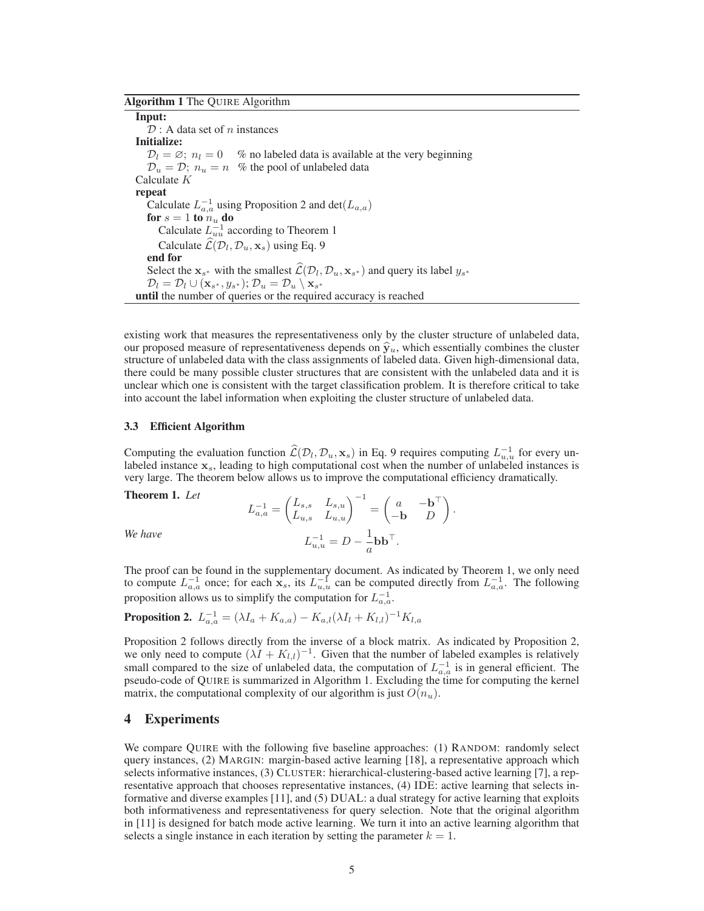**Algorithm 1** The QUIRE Algorithm

---

**Input:**
  $\mathcal{D}$ : A data set of $n$ instances
**Initialize:**
  $\mathcal{D}_l = \varnothing;\ n_l = 0$   % no labeled data is available at the very beginning
  $\mathcal{D}_u = \mathcal{D};\ n_u = n$   % the pool of unlabeled data
Calculate $K$
**repeat**
  Calculate $L_{a,a}^{-1}$ using Proposition 2 and $\det(L_{a,a})$
  **for** $s = 1$ **to** $n_u$ **do**
    Calculate $L_{uu}^{-1}$ according to Theorem 1
    Calculate $\widehat{\mathcal{L}}(\mathcal{D}_l, \mathcal{D}_u, \mathbf{x}_s)$ using Eq. 9
  **end for**
  Select the $\mathbf{x}_{s^*}$ with the smallest $\widehat{\mathcal{L}}(\mathcal{D}_l, \mathcal{D}_u, \mathbf{x}_{s^*})$ and query its label $y_{s^*}$
  $\mathcal{D}_l = \mathcal{D}_l \cup (\mathbf{x}_{s^*}, y_{s^*})$; $\mathcal{D}_u = \mathcal{D}_u \setminus \mathbf{x}_{s^*}$
**until** the number of queries or the required accuracy is reached

---

existing work that measures the representativeness only by the cluster structure of unlabeled data, our proposed measure of representativeness depends on $\widehat{\mathbf{y}}_u$, which essentially combines the cluster structure of unlabeled data with the class assignments of labeled data. Given high-dimensional data, there could be many possible cluster structures that are consistent with the unlabeled data and it is unclear which one is consistent with the target classification problem. It is therefore critical to take into account the label information when exploiting the cluster structure of unlabeled data.

### 3.3 Efficient Algorithm

Computing the evaluation function $\widehat{\mathcal{L}}(\mathcal{D}_l, \mathcal{D}_u, \mathbf{x}_s)$ in Eq. 9 requires computing $L_{u,u}^{-1}$ for every unlabeled instance $\mathbf{x}_s$, leading to high computational cost when the number of unlabeled instances is very large. The theorem below allows us to improve the computational efficiency dramatically.

**Theorem 1.** *Let*

$$L_{a,a}^{-1} = \begin{pmatrix} L_{s,s} & L_{s,u} \\ L_{u,s} & L_{u,u} \end{pmatrix}^{-1} = \begin{pmatrix} a & -\mathbf{b}^\top \\ -\mathbf{b} & D \end{pmatrix}.$$

*We have*

$$L_{u,u}^{-1} = D - \frac{1}{a}\mathbf{b}\mathbf{b}^\top.$$

The proof can be found in the supplementary document. As indicated by Theorem 1, we only need to compute $L_{a,a}^{-1}$ once; for each $\mathbf{x}_s$, its $L_{u,u}^{-1}$ can be computed directly from $L_{a,a}^{-1}$. The following proposition allows us to simplify the computation for $L_{a,a}^{-1}$.

**Proposition 2.** $L_{a,a}^{-1} = (\lambda I_a + K_{a,a}) - K_{a,l}(\lambda I_l + K_{l,l})^{-1}K_{l,a}$

Proposition 2 follows directly from the inverse of a block matrix. As indicated by Proposition 2, we only need to compute $(\lambda I + K_{l,l})^{-1}$. Given that the number of labeled examples is relatively small compared to the size of unlabeled data, the computation of $L_{a,a}^{-1}$ is in general efficient. The pseudo-code of QUIRE is summarized in Algorithm 1. Excluding the time for computing the kernel matrix, the computational complexity of our algorithm is just $O(n_u)$.

## 4 Experiments

We compare QUIRE with the following five baseline approaches: (1) RANDOM: randomly select query instances, (2) MARGIN: margin-based active learning [18], a representative approach which selects informative instances, (3) CLUSTER: hierarchical-clustering-based active learning [7], a representative approach that chooses representative instances, (4) IDE: active learning that selects informative and diverse examples [11], and (5) DUAL: a dual strategy for active learning that exploits both informativeness and representativeness for query selection. Note that the original algorithm in [11] is designed for batch mode active learning. We turn it into an active learning algorithm that selects a single instance in each iteration by setting the parameter $k = 1$.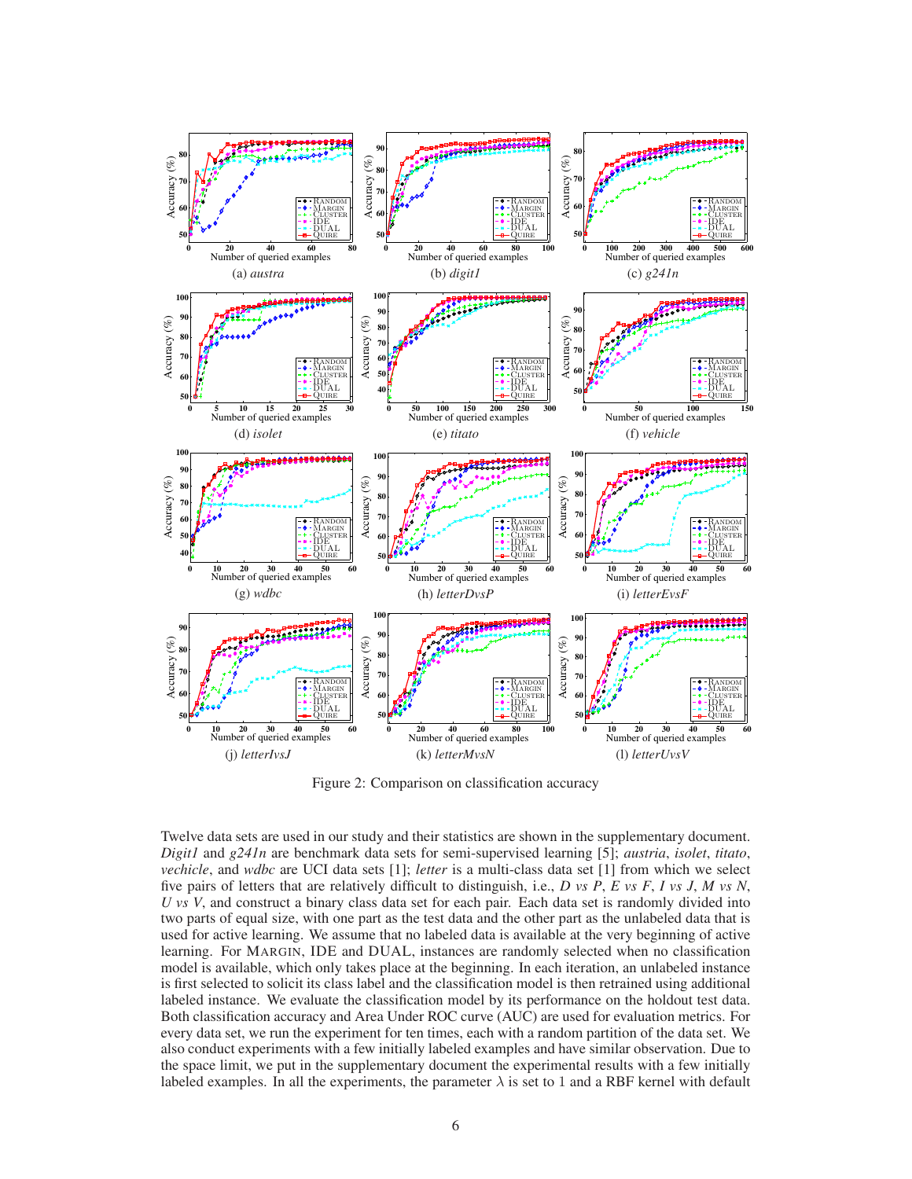(a) *austra* (b) *digit1* (c) *g241n*

(d) *isolet* (e) *titato* (f) *vehicle*

(g) *wdbc* (h) *letterDvsP* (i) *letterEvsF*

(j) *letterIvsJ* (k) *letterMvsN* (l) *letterUvsV*

Figure 2: Comparison on classification accuracy

Twelve data sets are used in our study and their statistics are shown in the supplementary document. *Digit1* and *g241n* are benchmark data sets for semi-supervised learning [5]; *austria*, *isolet*, *titato*, *vechicle*, and *wdbc* are UCI data sets [1]; *letter* is a multi-class data set [1] from which we select five pairs of letters that are relatively difficult to distinguish, i.e., *D vs P*, *E vs F*, *I vs J*, *M vs N*, *U vs V*, and construct a binary class data set for each pair. Each data set is randomly divided into two parts of equal size, with one part as the test data and the other part as the unlabeled data that is used for active learning. We assume that no labeled data is available at the very beginning of active learning. For MARGIN, IDE and DUAL, instances are randomly selected when no classification model is available, which only takes place at the beginning. In each iteration, an unlabeled instance is first selected to solicit its class label and the classification model is then retrained using additional labeled instance. We evaluate the classification model by its performance on the holdout test data. Both classification accuracy and Area Under ROC curve (AUC) are used for evaluation metrics. For every data set, we run the experiment for ten times, each with a random partition of the data set. We also conduct experiments with a few initially labeled examples and have similar observation. Due to the space limit, we put in the supplementary document the experimental results with a few initially labeled examples. In all the experiments, the parameter $\lambda$ is set to 1 and a RBF kernel with default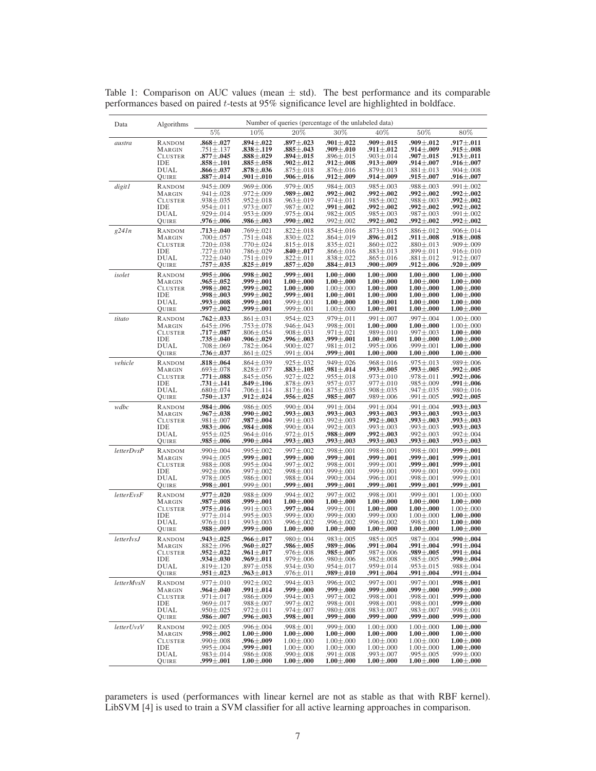Table 1: Comparison on AUC values (mean $\pm$ std). The best performance and its comparable performances based on paired $t$-tests at 95% significance level are highlighted in boldface.

| Data | Algorithms | Number of queries (percentage of the unlabeled data) | | | | | | |
|---|---|---|---|---|---|---|---|---|
| | | 5% | 10% | 20% | 30% | 40% | 50% | 80% |
| *austra* | RANDOM | **.868±.027** | **.894±.022** | **.897±.023** | **.901±.022** | **.909±.015** | **.909±.012** | **.917±.011** |
| | MARGIN | .751±.137 | **.838±.119** | **.885±.043** | **.909±.010** | **.911±.012** | **.914±.009** | **.915±.008** |
| | CLUSTER | **.877±.045** | **.888±.029** | **.894±.015** | .896±.015 | .903±.014 | **.907±.015** | **.913±.011** |
| | IDE | **.858±.101** | **.885±.058** | **.902±.012** | **.912±.008** | **.913±.009** | **.914±.007** | **.916±.007** |
| | DUAL | **.866±.037** | **.878±.036** | .875±.018 | .876±.016 | .879±.013 | .881±.013 | .904±.008 |
| | QUIRE | **.887±.014** | **.901±.010** | **.906±.016** | **.912±.009** | **.914±.009** | **.915±.007** | **.916±.007** |
| *digit1* | RANDOM | .945±.009 | .969±.006 | .979±.005 | .984±.003 | .985±.003 | .988±.003 | .991±.002 |
| | MARGIN | .941±.028 | .972±.009 | **.989±.002** | **.992±.002** | **.992±.002** | **.992±.002** | **.992±.002** |
| | CLUSTER | .938±.035 | .952±.018 | .963±.019 | .974±.011 | .985±.002 | .988±.003 | **.992±.002** |
| | IDE | .954±.011 | .973±.007 | .987±.002 | **.991±.002** | **.992±.002** | **.992±.002** | **.992±.002** |
| | DUAL | .929±.014 | .953±.009 | .975±.004 | .982±.005 | .985±.003 | .987±.003 | .991±.002 |
| | QUIRE | **.976±.006** | **.986±.003** | **.990±.002** | .992±.002 | **.992±.002** | **.992±.002** | **.992±.002** |
| *g241n* | RANDOM | **.713±.040** | .769±.021 | .822±.018 | .854±.016 | .873±.015 | .886±.012 | .906±.014 |
| | MARGIN | .700±.057 | .751±.048 | .830±.022 | .864±.019 | **.896±.012** | **.911±.008** | **.918±.008** |
| | CLUSTER | .720±.038 | .770±.024 | .815±.018 | .835±.021 | .860±.022 | .880±.013 | .909±.009 |
| | IDE | .727±.030 | .786±.029 | **.840±.017** | .866±.016 | .883±.013 | .899±.011 | .916±.010 |
| | DUAL | .722±.040 | .751±.019 | .822±.011 | .838±.022 | .865±.016 | .881±.012 | .912±.007 |
| | QUIRE | **.757±.035** | **.825±.019** | **.857±.020** | **.884±.013** | **.900±.009** | **.912±.006** | **.920±.009** |
| *isolet* | RANDOM | **.995±.006** | **.998±.002** | **.999±.001** | **1.00±.000** | **1.00±.000** | **1.00±.000** | **1.00±.000** |
| | MARGIN | .965±.052 | **.999±.001** | **1.00±.000** | **1.00±.000** | **1.00±.000** | **1.00±.000** | **1.00±.000** |
| | CLUSTER | **.998±.002** | **.999±.002** | **1.00±.000** | 1.00±.000 | **1.00±.000** | **1.00±.000** | **1.00±.000** |
| | IDE | **.998±.003** | **.999±.002** | **.999±.001** | **1.00±.001** | **1.00±.000** | **1.00±.000** | **1.00±.000** |
| | DUAL | **.993±.008** | **.999±.001** | .999±.001 | **1.00±.000** | **1.00±.001** | **1.00±.000** | **1.00±.000** |
| | QUIRE | **.997±.002** | **.999±.001** | .999±.001 | 1.00±.000 | **1.00±.001** | **1.00±.000** | **1.00±.000** |
| *titato* | RANDOM | **.762±.033** | .861±.031 | .954±.023 | .979±.011 | .991±.007 | .997±.004 | 1.00±.000 |
| | MARGIN | .645±.096 | .753±.078 | .946±.043 | .998±.001 | **1.00±.000** | **1.00±.000** | 1.00±.000 |
| | CLUSTER | **.717±.087** | .806±.054 | .908±.031 | .971±.021 | .989±.010 | .997±.003 | **1.00±.000** |
| | IDE | **.735±.040** | **.906±.029** | **.996±.003** | **.999±.001** | **1.00±.001** | **1.00±.000** | **1.00±.000** |
| | DUAL | .708±.069 | .782±.064 | .900±.027 | .981±.012 | .995±.006 | .999±.001 | **1.00±.000** |
| | QUIRE | **.736±.037** | .861±.025 | .991±.004 | **.999±.001** | **1.00±.000** | **1.00±.000** | **1.00±.000** |
| *vehicle* | RANDOM | **.818±.064** | .864±.039 | .925±.032 | .949±.026 | .968±.016 | .975±.013 | .989±.006 |
| | MARGIN | .693±.078 | .828±.077 | **.883±.105** | **.981±.014** | **.993±.005** | **.993±.005** | **.992±.005** |
| | CLUSTER | **.771±.088** | .845±.056 | .927±.022 | .955±.018 | .973±.010 | .978±.011 | **.992±.006** |
| | IDE | **.731±.141** | **.849±.106** | .878±.093 | .957±.037 | .977±.010 | .985±.009 | **.991±.006** |
| | DUAL | .680±.074 | .706±.114 | .817±.061 | .875±.035 | .908±.035 | .947±.035 | .980±.016 |
| | QUIRE | **.750±.137** | **.912±.024** | **.956±.025** | **.985±.007** | .989±.006 | .991±.005 | **.992±.005** |
| *wdbc* | RANDOM | **.984±.006** | .986±.005 | .990±.004 | .991±.004 | .991±.004 | .991±.004 | **.993±.003** |
| | MARGIN | **.967±.038** | **.990±.002** | **.993±.003** | **.993±.003** | **.993±.003** | **.993±.003** | **.993±.003** |
| | CLUSTER | .981±.007 | **.987±.004** | .991±.003 | .992±.003 | **.992±.003** | **.993±.003** | **.993±.003** |
| | IDE | **.983±.006** | **.984±.008** | .990±.004 | .992±.003 | .993±.003 | .993±.003 | **.993±.003** |
| | DUAL | .955±.025 | .964±.016 | .972±.015 | **.988±.009** | **.992±.003** | .992±.003 | .992±.004 |
| | QUIRE | **.985±.006** | **.990±.004** | **.993±.003** | **.993±.003** | **.993±.003** | **.993±.003** | **.993±.003** |
| *letterDvsP* | RANDOM | .990±.004 | .995±.002 | .997±.002 | .998±.001 | .998±.001 | .998±.001 | **.999±.001** |
| | MARGIN | .994±.005 | **.999±.001** | **.999±.000** | **.999±.001** | **.999±.001** | **.999±.001** | **.999±.001** |
| | CLUSTER | .988±.008 | .995±.004 | .997±.002 | .998±.001 | .998±.001 | **.999±.001** | **.999±.001** |
| | IDE | .992±.006 | .997±.002 | .998±.001 | .999±.001 | .999±.001 | .999±.001 | .999±.001 |
| | DUAL | .978±.005 | .986±.001 | .988±.004 | .990±.004 | .996±.001 | .998±.001 | .999±.001 |
| | QUIRE | **.998±.001** | .999±.001 | **.999±.001** | **.999±.001** | **.999±.001** | **.999±.001** | **.999±.001** |
| *letterEvsF* | RANDOM | **.977±.020** | .988±.009 | .994±.002 | .997±.002 | .998±.001 | .999±.001 | 1.00±.000 |
| | MARGIN | **.987±.008** | **.999±.001** | **1.00±.000** | **1.00±.000** | **1.00±.000** | **1.00±.000** | **1.00±.000** |
| | CLUSTER | **.975±.016** | .991±.003 | **.997±.004** | .999±.001 | **1.00±.000** | **1.00±.000** | 1.00±.000 |
| | IDE | .977±.014 | .995±.003 | .999±.000 | .999±.000 | .999±.000 | 1.00±.000 | **1.00±.000** |
| | DUAL | .976±.011 | .993±.003 | .996±.002 | .996±.002 | .996±.002 | .998±.001 | **1.00±.000** |
| | QUIRE | **.988±.009** | **.999±.000** | **1.00±.000** | **1.00±.000** | **1.00±.000** | **1.00±.000** | **1.00±.000** |
| *letterIvsJ* | RANDOM | **.943±.025** | **.966±.017** | .980±.004 | .983±.005 | .985±.005 | .987±.004 | **.990±.004** |
| | MARGIN | .882±.096 | **.960±.027** | **.986±.005** | **.989±.006** | **.991±.004** | **.991±.004** | **.991±.004** |
| | CLUSTER | **.952±.022** | **.961±.017** | .976±.008 | **.985±.007** | .987±.006 | **.989±.005** | **.991±.004** |
| | IDE | **.934±.030** | **.969±.011** | .979±.006 | .980±.006 | .982±.008 | .985±.005 | **.990±.004** |
| | DUAL | .819±.120 | .897±.058 | .934±.030 | .954±.017 | .959±.014 | .953±.015 | .988±.004 |
| | QUIRE | **.951±.023** | **.963±.013** | .976±.011 | **.989±.010** | **.991±.004** | **.991±.004** | **.991±.004** |
| *letterMvsN* | RANDOM | .977±.010 | .992±.002 | .994±.003 | .996±.002 | .997±.001 | .997±.001 | **.998±.001** |
| | MARGIN | **.964±.040** | **.991±.014** | **.999±.000** | **.999±.000** | **.999±.000** | **.999±.000** | **.999±.000** |
| | CLUSTER | .971±.017 | .986±.009 | .994±.003 | .997±.002 | .998±.001 | .998±.001 | **.999±.000** |
| | IDE | .969±.017 | .988±.007 | .997±.002 | .998±.001 | .998±.001 | .998±.001 | **.999±.000** |
| | DUAL | .950±.025 | .972±.011 | .974±.007 | .980±.008 | .983±.007 | .983±.007 | .998±.001 |
| | QUIRE | **.986±.007** | **.996±.003** | **.998±.001** | **.999±.000** | **.999±.000** | **.999±.000** | **.999±.000** |
| *letterUvsV* | RANDOM | .992±.005 | .996±.004 | .998±.001 | .999±.000 | 1.00±.000 | 1.00±.000 | **1.00±.000** |
| | MARGIN | **.998±.002** | **1.00±.000** | **1.00±.000** | **1.00±.000** | **1.00±.000** | **1.00±.000** | **1.00±.000** |
| | CLUSTER | .990±.008 | **.996±.009** | 1.00±.000 | 1.00±.000 | 1.00±.000 | 1.00±.000 | **1.00±.000** |
| | IDE | .995±.004 | **.999±.001** | 1.00±.000 | 1.00±.000 | 1.00±.000 | 1.00±.000 | **1.00±.000** |
| | DUAL | .983±.014 | .986±.008 | .990±.008 | .991±.008 | .993±.007 | .995±.005 | .999±.000 |
| | QUIRE | **.999±.001** | **1.00±.000** | **1.00±.000** | **1.00±.000** | **1.00±.000** | **1.00±.000** | **1.00±.000** |

parameters is used (performances with linear kernel are not as stable as that with RBF kernel). LibSVM [4] is used to train a SVM classifier for all active learning approaches in comparison.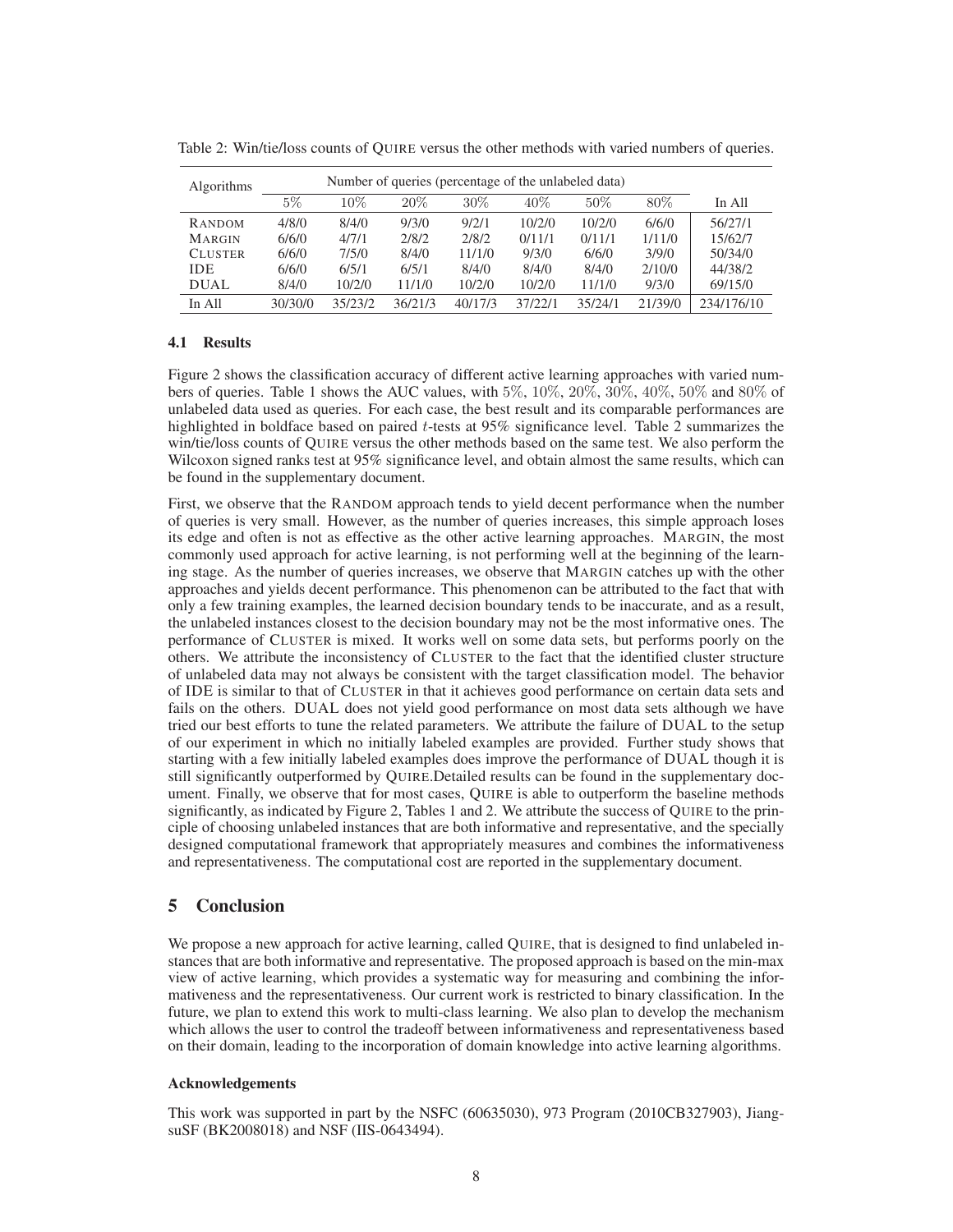Table 2: Win/tie/loss counts of QUIRE versus the other methods with varied numbers of queries.

| Algorithms | Number of queries (percentage of the unlabeled data) | | | | | | | In All |
|---|---|---|---|---|---|---|---|---|
| | 5% | 10% | 20% | 30% | 40% | 50% | 80% | |
| RANDOM | 4/8/0 | 8/4/0 | 9/3/0 | 9/2/1 | 10/2/0 | 10/2/0 | 6/6/0 | 56/27/1 |
| MARGIN | 6/6/0 | 4/7/1 | 2/8/2 | 2/8/2 | 0/11/1 | 0/11/1 | 1/11/0 | 15/62/7 |
| CLUSTER | 6/6/0 | 7/5/0 | 8/4/0 | 11/1/0 | 9/3/0 | 6/6/0 | 3/9/0 | 50/34/0 |
| IDE | 6/6/0 | 6/5/1 | 6/5/1 | 8/4/0 | 8/4/0 | 8/4/0 | 2/10/0 | 44/38/2 |
| DUAL | 8/4/0 | 10/2/0 | 11/1/0 | 10/2/0 | 10/2/0 | 11/1/0 | 9/3/0 | 69/15/0 |
| In All | 30/30/0 | 35/23/2 | 36/21/3 | 40/17/3 | 37/22/1 | 35/24/1 | 21/39/0 | 234/176/10 |

### 4.1 Results

Figure 2 shows the classification accuracy of different active learning approaches with varied numbers of queries. Table 1 shows the AUC values, with 5%, 10%, 20%, 30%, 40%, 50% and 80% of unlabeled data used as queries. For each case, the best result and its comparable performances are highlighted in boldface based on paired $t$-tests at 95% significance level. Table 2 summarizes the win/tie/loss counts of QUIRE versus the other methods based on the same test. We also perform the Wilcoxon signed ranks test at 95% significance level, and obtain almost the same results, which can be found in the supplementary document.

First, we observe that the RANDOM approach tends to yield decent performance when the number of queries is very small. However, as the number of queries increases, this simple approach loses its edge and often is not as effective as the other active learning approaches. MARGIN, the most commonly used approach for active learning, is not performing well at the beginning of the learning stage. As the number of queries increases, we observe that MARGIN catches up with the other approaches and yields decent performance. This phenomenon can be attributed to the fact that with only a few training examples, the learned decision boundary tends to be inaccurate, and as a result, the unlabeled instances closest to the decision boundary may not be the most informative ones. The performance of CLUSTER is mixed. It works well on some data sets, but performs poorly on the others. We attribute the inconsistency of CLUSTER to the fact that the identified cluster structure of unlabeled data may not always be consistent with the target classification model. The behavior of IDE is similar to that of CLUSTER in that it achieves good performance on certain data sets and fails on the others. DUAL does not yield good performance on most data sets although we have tried our best efforts to tune the related parameters. We attribute the failure of DUAL to the setup of our experiment in which no initially labeled examples are provided. Further study shows that starting with a few initially labeled examples does improve the performance of DUAL though it is still significantly outperformed by QUIRE.Detailed results can be found in the supplementary document. Finally, we observe that for most cases, QUIRE is able to outperform the baseline methods significantly, as indicated by Figure 2, Tables 1 and 2. We attribute the success of QUIRE to the principle of choosing unlabeled instances that are both informative and representative, and the specially designed computational framework that appropriately measures and combines the informativeness and representativeness. The computational cost are reported in the supplementary document.

## 5 Conclusion

We propose a new approach for active learning, called QUIRE, that is designed to find unlabeled instances that are both informative and representative. The proposed approach is based on the min-max view of active learning, which provides a systematic way for measuring and combining the informativeness and the representativeness. Our current work is restricted to binary classification. In the future, we plan to extend this work to multi-class learning. We also plan to develop the mechanism which allows the user to control the tradeoff between informativeness and representativeness based on their domain, leading to the incorporation of domain knowledge into active learning algorithms.

#### Acknowledgements

This work was supported in part by the NSFC (60635030), 973 Program (2010CB327903), JiangsuSF (BK2008018) and NSF (IIS-0643494).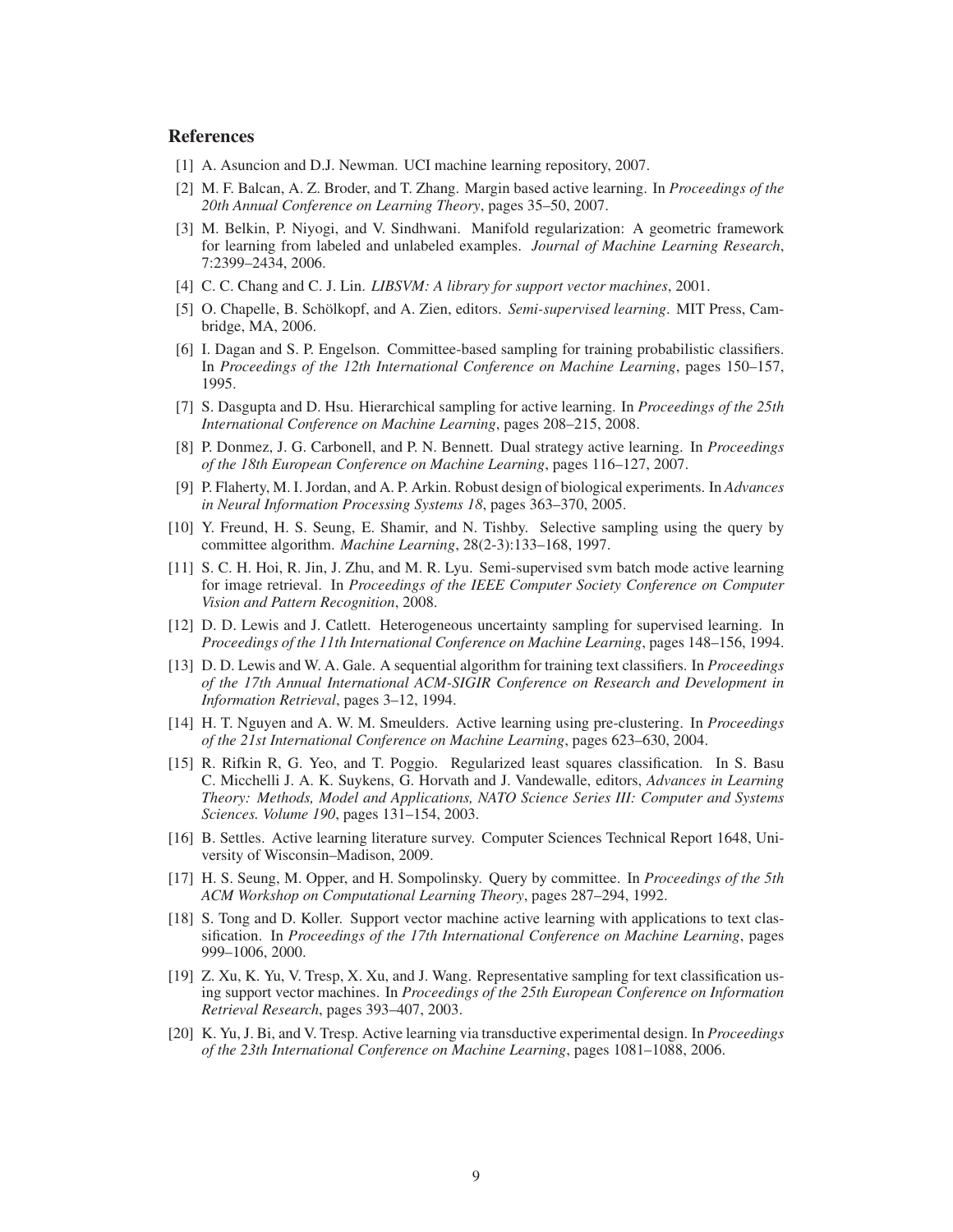## References

[1] A. Asuncion and D.J. Newman. UCI machine learning repository, 2007.

[2] M. F. Balcan, A. Z. Broder, and T. Zhang. Margin based active learning. In *Proceedings of the 20th Annual Conference on Learning Theory*, pages 35–50, 2007.

[3] M. Belkin, P. Niyogi, and V. Sindhwani. Manifold regularization: A geometric framework for learning from labeled and unlabeled examples. *Journal of Machine Learning Research*, 7:2399–2434, 2006.

[4] C. C. Chang and C. J. Lin. *LIBSVM: A library for support vector machines*, 2001.

[5] O. Chapelle, B. Schölkopf, and A. Zien, editors. *Semi-supervised learning*. MIT Press, Cambridge, MA, 2006.

[6] I. Dagan and S. P. Engelson. Committee-based sampling for training probabilistic classifiers. In *Proceedings of the 12th International Conference on Machine Learning*, pages 150–157, 1995.

[7] S. Dasgupta and D. Hsu. Hierarchical sampling for active learning. In *Proceedings of the 25th International Conference on Machine Learning*, pages 208–215, 2008.

[8] P. Donmez, J. G. Carbonell, and P. N. Bennett. Dual strategy active learning. In *Proceedings of the 18th European Conference on Machine Learning*, pages 116–127, 2007.

[9] P. Flaherty, M. I. Jordan, and A. P. Arkin. Robust design of biological experiments. In *Advances in Neural Information Processing Systems 18*, pages 363–370, 2005.

[10] Y. Freund, H. S. Seung, E. Shamir, and N. Tishby. Selective sampling using the query by committee algorithm. *Machine Learning*, 28(2-3):133–168, 1997.

[11] S. C. H. Hoi, R. Jin, J. Zhu, and M. R. Lyu. Semi-supervised svm batch mode active learning for image retrieval. In *Proceedings of the IEEE Computer Society Conference on Computer Vision and Pattern Recognition*, 2008.

[12] D. D. Lewis and J. Catlett. Heterogeneous uncertainty sampling for supervised learning. In *Proceedings of the 11th International Conference on Machine Learning*, pages 148–156, 1994.

[13] D. D. Lewis and W. A. Gale. A sequential algorithm for training text classifiers. In *Proceedings of the 17th Annual International ACM-SIGIR Conference on Research and Development in Information Retrieval*, pages 3–12, 1994.

[14] H. T. Nguyen and A. W. M. Smeulders. Active learning using pre-clustering. In *Proceedings of the 21st International Conference on Machine Learning*, pages 623–630, 2004.

[15] R. Rifkin R, G. Yeo, and T. Poggio. Regularized least squares classification. In S. Basu C. Micchelli J. A. K. Suykens, G. Horvath and J. Vandewalle, editors, *Advances in Learning Theory: Methods, Model and Applications, NATO Science Series III: Computer and Systems Sciences. Volume 190*, pages 131–154, 2003.

[16] B. Settles. Active learning literature survey. Computer Sciences Technical Report 1648, University of Wisconsin–Madison, 2009.

[17] H. S. Seung, M. Opper, and H. Sompolinsky. Query by committee. In *Proceedings of the 5th ACM Workshop on Computational Learning Theory*, pages 287–294, 1992.

[18] S. Tong and D. Koller. Support vector machine active learning with applications to text classification. In *Proceedings of the 17th International Conference on Machine Learning*, pages 999–1006, 2000.

[19] Z. Xu, K. Yu, V. Tresp, X. Xu, and J. Wang. Representative sampling for text classification using support vector machines. In *Proceedings of the 25th European Conference on Information Retrieval Research*, pages 393–407, 2003.

[20] K. Yu, J. Bi, and V. Tresp. Active learning via transductive experimental design. In *Proceedings of the 23th International Conference on Machine Learning*, pages 1081–1088, 2006.